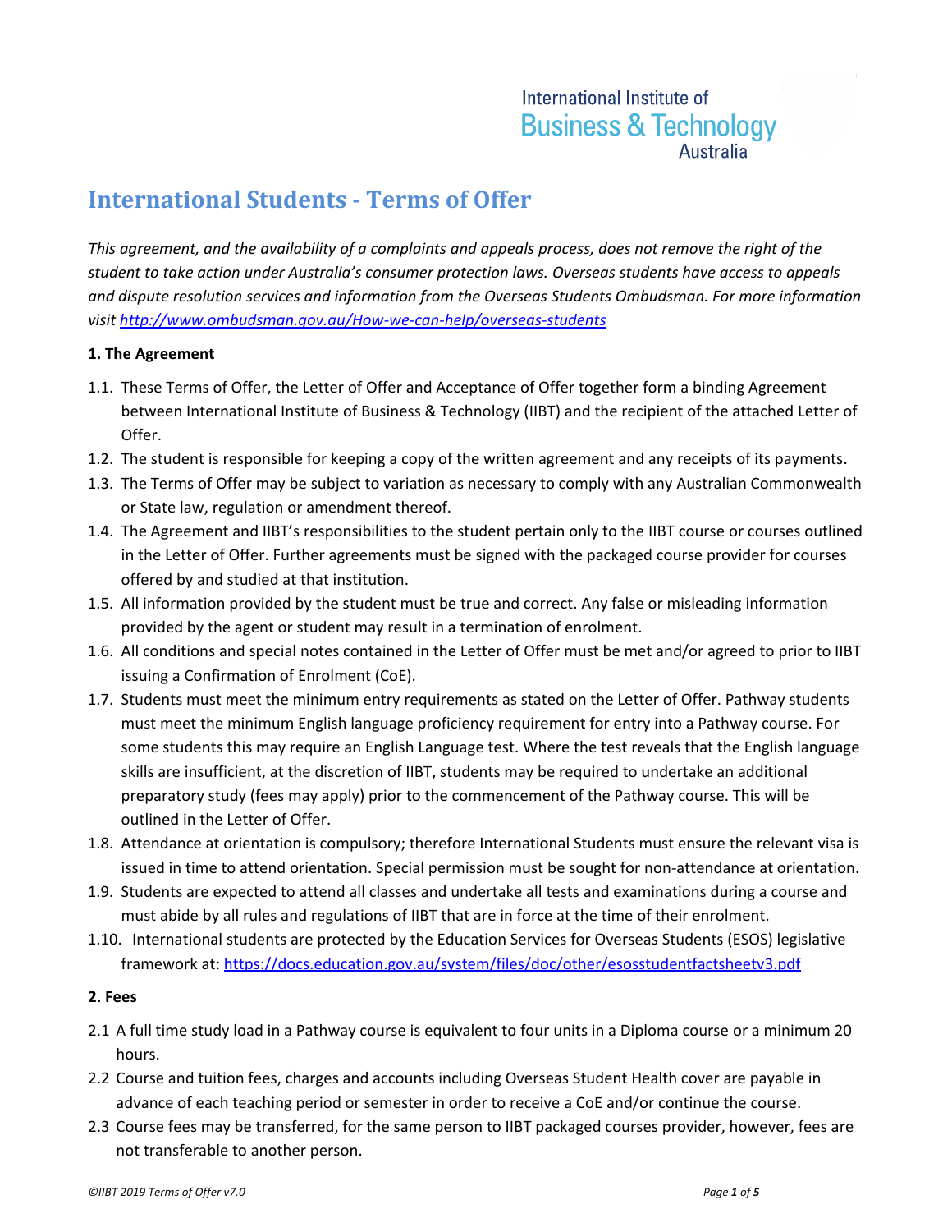International Institute of Business & Technology Australia

# International Students - Terms of Offer

*This agreement, and the availability of a complaints and appeals process, does not remove the right of the student to take action under Australia's consumer protection laws. Overseas students have access to appeals and dispute resolution services and information from the Overseas Students Ombudsman. For more information visit [http://www.ombudsman.gov.au/How-we-can-help/overseas-students](http://www.ombudsman.gov.au/How-we-can-help/overseas-students)*

**1. The Agreement**

1.1. These Terms of Offer, the Letter of Offer and Acceptance of Offer together form a binding Agreement between International Institute of Business & Technology (IIBT) and the recipient of the attached Letter of Offer.

1.2. The student is responsible for keeping a copy of the written agreement and any receipts of its payments.

1.3. The Terms of Offer may be subject to variation as necessary to comply with any Australian Commonwealth or State law, regulation or amendment thereof.

1.4. The Agreement and IIBT's responsibilities to the student pertain only to the IIBT course or courses outlined in the Letter of Offer. Further agreements must be signed with the packaged course provider for courses offered by and studied at that institution.

1.5. All information provided by the student must be true and correct. Any false or misleading information provided by the agent or student may result in a termination of enrolment.

1.6. All conditions and special notes contained in the Letter of Offer must be met and/or agreed to prior to IIBT issuing a Confirmation of Enrolment (CoE).

1.7. Students must meet the minimum entry requirements as stated on the Letter of Offer. Pathway students must meet the minimum English language proficiency requirement for entry into a Pathway course. For some students this may require an English Language test. Where the test reveals that the English language skills are insufficient, at the discretion of IIBT, students may be required to undertake an additional preparatory study (fees may apply) prior to the commencement of the Pathway course. This will be outlined in the Letter of Offer.

1.8. Attendance at orientation is compulsory; therefore International Students must ensure the relevant visa is issued in time to attend orientation. Special permission must be sought for non-attendance at orientation.

1.9. Students are expected to attend all classes and undertake all tests and examinations during a course and must abide by all rules and regulations of IIBT that are in force at the time of their enrolment.

1.10. International students are protected by the Education Services for Overseas Students (ESOS) legislative framework at: [https://docs.education.gov.au/system/files/doc/other/esosstudentfactsheetv3.pdf](https://docs.education.gov.au/system/files/doc/other/esosstudentfactsheetv3.pdf)

**2. Fees**

2.1 A full time study load in a Pathway course is equivalent to four units in a Diploma course or a minimum 20 hours.

2.2 Course and tuition fees, charges and accounts including Overseas Student Health cover are payable in advance of each teaching period or semester in order to receive a CoE and/or continue the course.

2.3 Course fees may be transferred, for the same person to IIBT packaged courses provider, however, fees are not transferable to another person.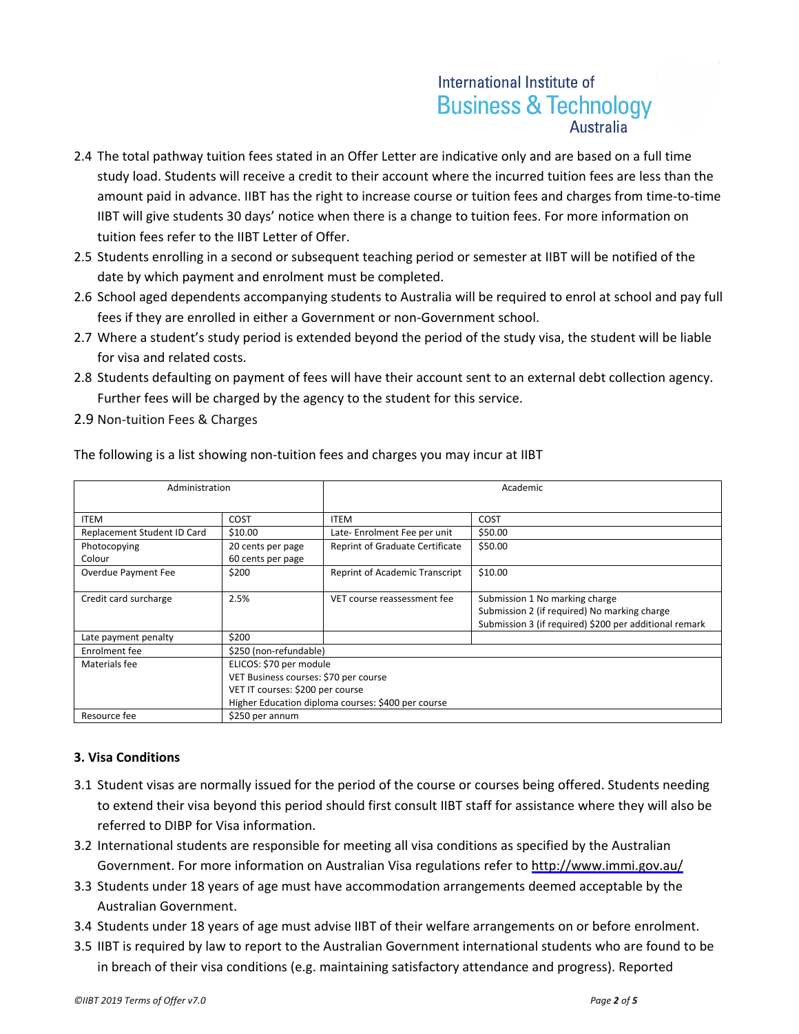2.4 The total pathway tuition fees stated in an Offer Letter are indicative only and are based on a full time study load. Students will receive a credit to their account where the incurred tuition fees are less than the amount paid in advance. IIBT has the right to increase course or tuition fees and charges from time-to-time IIBT will give students 30 days' notice when there is a change to tuition fees. For more information on tuition fees refer to the IIBT Letter of Offer.

2.5 Students enrolling in a second or subsequent teaching period or semester at IIBT will be notified of the date by which payment and enrolment must be completed.

2.6 School aged dependents accompanying students to Australia will be required to enrol at school and pay full fees if they are enrolled in either a Government or non-Government school.

2.7 Where a student's study period is extended beyond the period of the study visa, the student will be liable for visa and related costs.

2.8 Students defaulting on payment of fees will have their account sent to an external debt collection agency. Further fees will be charged by the agency to the student for this service.

2.9 Non-tuition Fees & Charges

The following is a list showing non-tuition fees and charges you may incur at IIBT

| Administration | | Academic | |
|---|---|---|---|
| ITEM | COST | ITEM | COST |
| Replacement Student ID Card | $10.00 | Late- Enrolment Fee per unit | $50.00 |
| Photocopying<br>Colour | 20 cents per page<br>60 cents per page | Reprint of Graduate Certificate | $50.00 |
| Overdue Payment Fee | $200 | Reprint of Academic Transcript | $10.00 |
| Credit card surcharge | 2.5% | VET course reassessment fee | Submission 1 No marking charge<br>Submission 2 (if required) No marking charge<br>Submission 3 (if required) $200 per additional remark |
| Late payment penalty | $200 | | |
| Enrolment fee | $250 (non-refundable) | | |
| Materials fee | ELICOS: $70 per module<br>VET Business courses: $70 per course<br>VET IT courses: $200 per course<br>Higher Education diploma courses: $400 per course | | |
| Resource fee | $250 per annum | | |

### 3. Visa Conditions

3.1 Student visas are normally issued for the period of the course or courses being offered. Students needing to extend their visa beyond this period should first consult IIBT staff for assistance where they will also be referred to DIBP for Visa information.

3.2 International students are responsible for meeting all visa conditions as specified by the Australian Government. For more information on Australian Visa regulations refer to http://www.immi.gov.au/

3.3 Students under 18 years of age must have accommodation arrangements deemed acceptable by the Australian Government.

3.4 Students under 18 years of age must advise IIBT of their welfare arrangements on or before enrolment.

3.5 IIBT is required by law to report to the Australian Government international students who are found to be in breach of their visa conditions (e.g. maintaining satisfactory attendance and progress). Reported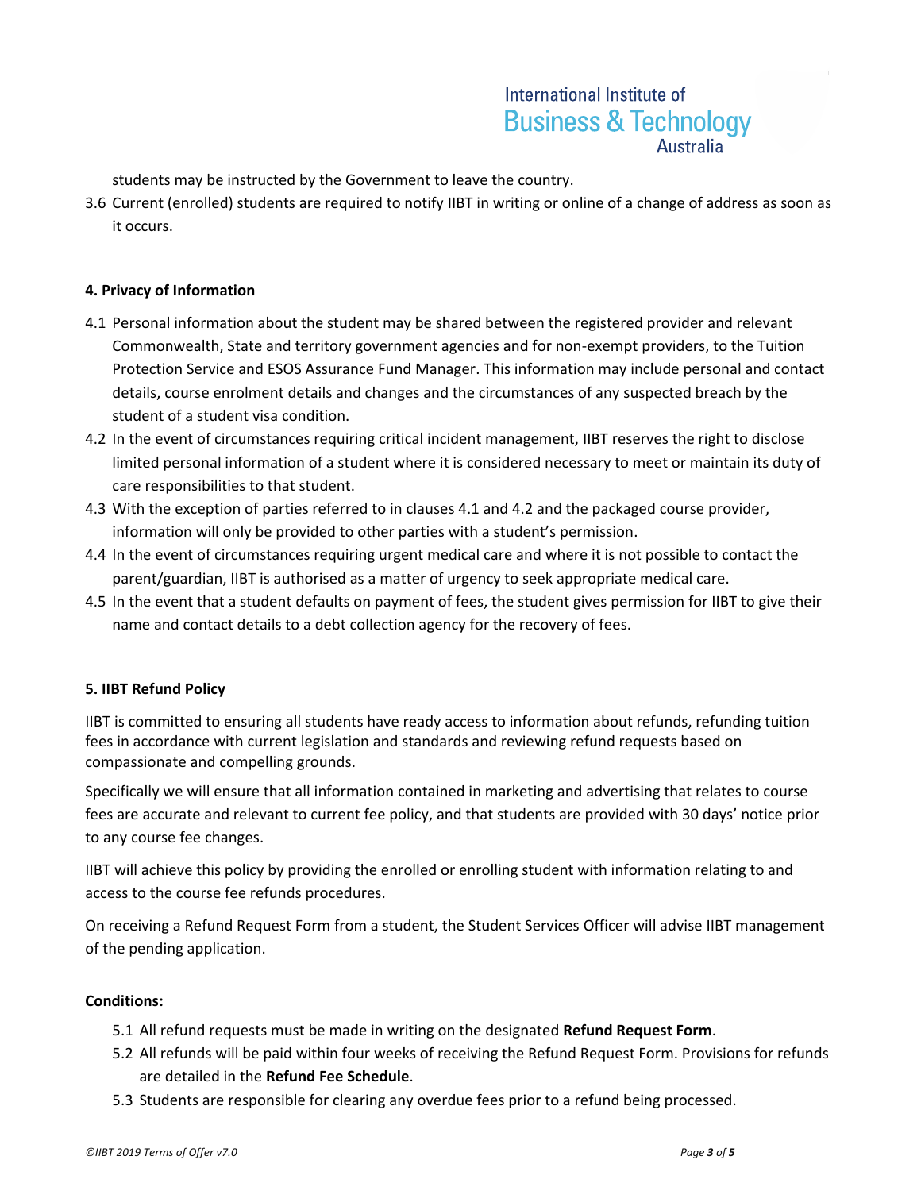students may be instructed by the Government to leave the country.

3.6 Current (enrolled) students are required to notify IIBT in writing or online of a change of address as soon as it occurs.

**4. Privacy of Information**

4.1 Personal information about the student may be shared between the registered provider and relevant Commonwealth, State and territory government agencies and for non-exempt providers, to the Tuition Protection Service and ESOS Assurance Fund Manager. This information may include personal and contact details, course enrolment details and changes and the circumstances of any suspected breach by the student of a student visa condition.

4.2 In the event of circumstances requiring critical incident management, IIBT reserves the right to disclose limited personal information of a student where it is considered necessary to meet or maintain its duty of care responsibilities to that student.

4.3 With the exception of parties referred to in clauses 4.1 and 4.2 and the packaged course provider, information will only be provided to other parties with a student's permission.

4.4 In the event of circumstances requiring urgent medical care and where it is not possible to contact the parent/guardian, IIBT is authorised as a matter of urgency to seek appropriate medical care.

4.5 In the event that a student defaults on payment of fees, the student gives permission for IIBT to give their name and contact details to a debt collection agency for the recovery of fees.

**5. IIBT Refund Policy**

IIBT is committed to ensuring all students have ready access to information about refunds, refunding tuition fees in accordance with current legislation and standards and reviewing refund requests based on compassionate and compelling grounds.

Specifically we will ensure that all information contained in marketing and advertising that relates to course fees are accurate and relevant to current fee policy, and that students are provided with 30 days' notice prior to any course fee changes.

IIBT will achieve this policy by providing the enrolled or enrolling student with information relating to and access to the course fee refunds procedures.

On receiving a Refund Request Form from a student, the Student Services Officer will advise IIBT management of the pending application.

**Conditions:**

5.1 All refund requests must be made in writing on the designated **Refund Request Form**.

5.2 All refunds will be paid within four weeks of receiving the Refund Request Form. Provisions for refunds are detailed in the **Refund Fee Schedule**.

5.3 Students are responsible for clearing any overdue fees prior to a refund being processed.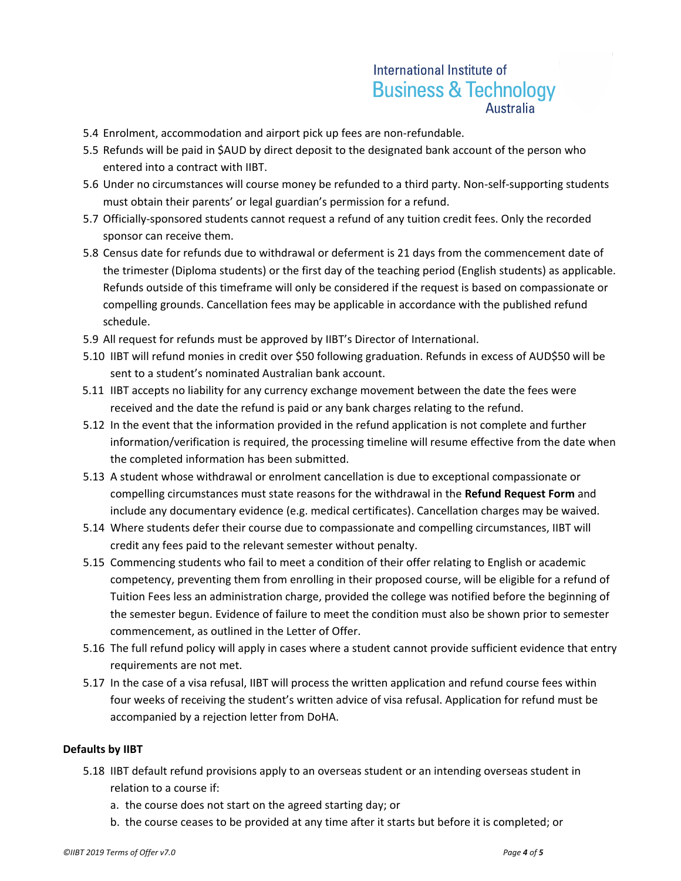5.4 Enrolment, accommodation and airport pick up fees are non-refundable.

5.5 Refunds will be paid in $AUD by direct deposit to the designated bank account of the person who entered into a contract with IIBT.

5.6 Under no circumstances will course money be refunded to a third party. Non-self-supporting students must obtain their parents' or legal guardian's permission for a refund.

5.7 Officially-sponsored students cannot request a refund of any tuition credit fees. Only the recorded sponsor can receive them.

5.8 Census date for refunds due to withdrawal or deferment is 21 days from the commencement date of the trimester (Diploma students) or the first day of the teaching period (English students) as applicable. Refunds outside of this timeframe will only be considered if the request is based on compassionate or compelling grounds. Cancellation fees may be applicable in accordance with the published refund schedule.

5.9 All request for refunds must be approved by IIBT's Director of International.

5.10 IIBT will refund monies in credit over $50 following graduation. Refunds in excess of AUD$50 will be sent to a student's nominated Australian bank account.

5.11 IIBT accepts no liability for any currency exchange movement between the date the fees were received and the date the refund is paid or any bank charges relating to the refund.

5.12 In the event that the information provided in the refund application is not complete and further information/verification is required, the processing timeline will resume effective from the date when the completed information has been submitted.

5.13 A student whose withdrawal or enrolment cancellation is due to exceptional compassionate or compelling circumstances must state reasons for the withdrawal in the **Refund Request Form** and include any documentary evidence (e.g. medical certificates). Cancellation charges may be waived.

5.14 Where students defer their course due to compassionate and compelling circumstances, IIBT will credit any fees paid to the relevant semester without penalty.

5.15 Commencing students who fail to meet a condition of their offer relating to English or academic competency, preventing them from enrolling in their proposed course, will be eligible for a refund of Tuition Fees less an administration charge, provided the college was notified before the beginning of the semester begun. Evidence of failure to meet the condition must also be shown prior to semester commencement, as outlined in the Letter of Offer.

5.16 The full refund policy will apply in cases where a student cannot provide sufficient evidence that entry requirements are not met.

5.17 In the case of a visa refusal, IIBT will process the written application and refund course fees within four weeks of receiving the student's written advice of visa refusal. Application for refund must be accompanied by a rejection letter from DoHA.

**Defaults by IIBT**

5.18 IIBT default refund provisions apply to an overseas student or an intending overseas student in relation to a course if:

a. the course does not start on the agreed starting day; or

b. the course ceases to be provided at any time after it starts but before it is completed; or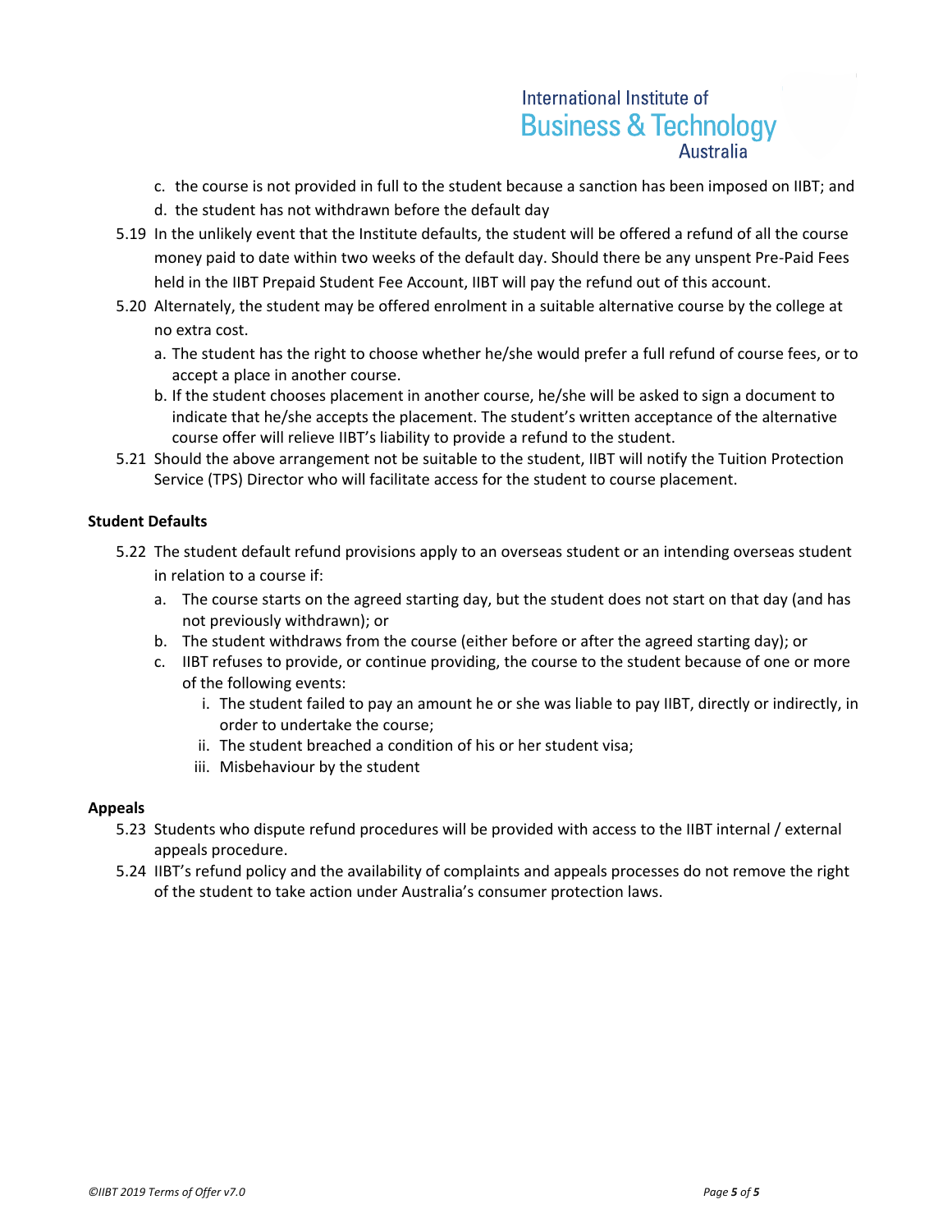c. the course is not provided in full to the student because a sanction has been imposed on IIBT; and
d. the student has not withdrawn before the default day

5.19 In the unlikely event that the Institute defaults, the student will be offered a refund of all the course money paid to date within two weeks of the default day. Should there be any unspent Pre-Paid Fees held in the IIBT Prepaid Student Fee Account, IIBT will pay the refund out of this account.

5.20 Alternately, the student may be offered enrolment in a suitable alternative course by the college at no extra cost.

a. The student has the right to choose whether he/she would prefer a full refund of course fees, or to accept a place in another course.
b. If the student chooses placement in another course, he/she will be asked to sign a document to indicate that he/she accepts the placement. The student's written acceptance of the alternative course offer will relieve IIBT's liability to provide a refund to the student.

5.21 Should the above arrangement not be suitable to the student, IIBT will notify the Tuition Protection Service (TPS) Director who will facilitate access for the student to course placement.

**Student Defaults**

5.22 The student default refund provisions apply to an overseas student or an intending overseas student in relation to a course if:

a. The course starts on the agreed starting day, but the student does not start on that day (and has not previously withdrawn); or
b. The student withdraws from the course (either before or after the agreed starting day); or
c. IIBT refuses to provide, or continue providing, the course to the student because of one or more of the following events:
   i. The student failed to pay an amount he or she was liable to pay IIBT, directly or indirectly, in order to undertake the course;
   ii. The student breached a condition of his or her student visa;
   iii. Misbehaviour by the student

**Appeals**

5.23 Students who dispute refund procedures will be provided with access to the IIBT internal / external appeals procedure.

5.24 IIBT's refund policy and the availability of complaints and appeals processes do not remove the right of the student to take action under Australia's consumer protection laws.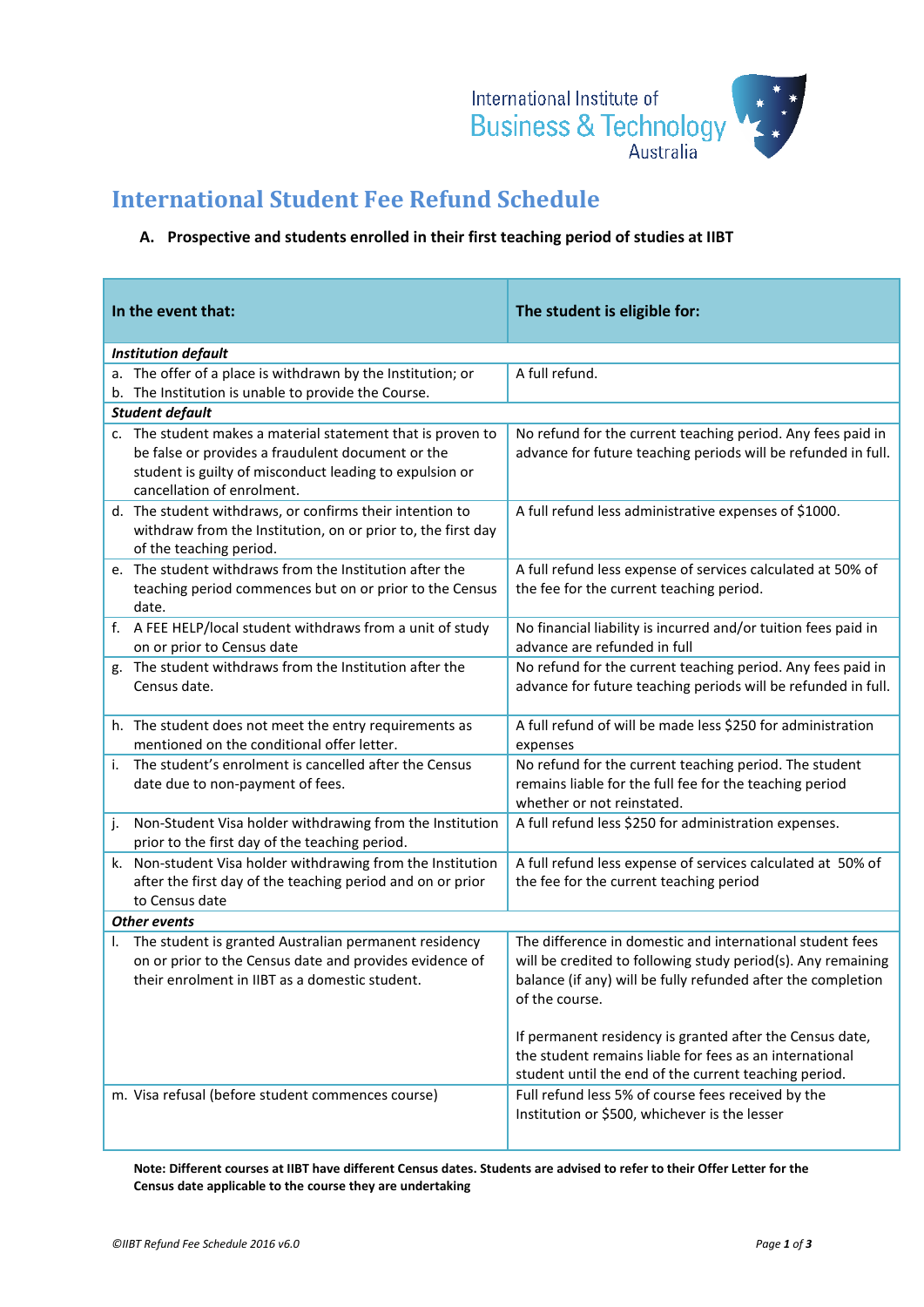# International Student Fee Refund Schedule

### A. Prospective and students enrolled in their first teaching period of studies at IIBT

| In the event that: | The student is eligible for: |
|---|---|
| ***Institution default*** | |
| a. The offer of a place is withdrawn by the Institution; or<br>b. The Institution is unable to provide the Course. | A full refund. |
| ***Student default*** | |
| c. The student makes a material statement that is proven to be false or provides a fraudulent document or the student is guilty of misconduct leading to expulsion or cancellation of enrolment. | No refund for the current teaching period. Any fees paid in advance for future teaching periods will be refunded in full. |
| d. The student withdraws, or confirms their intention to withdraw from the Institution, on or prior to, the first day of the teaching period. | A full refund less administrative expenses of $1000. |
| e. The student withdraws from the Institution after the teaching period commences but on or prior to the Census date. | A full refund less expense of services calculated at 50% of the fee for the current teaching period. |
| f. A FEE HELP/local student withdraws from a unit of study on or prior to Census date | No financial liability is incurred and/or tuition fees paid in advance are refunded in full |
| g. The student withdraws from the Institution after the Census date. | No refund for the current teaching period. Any fees paid in advance for future teaching periods will be refunded in full. |
| h. The student does not meet the entry requirements as mentioned on the conditional offer letter. | A full refund of will be made less $250 for administration expenses |
| i. The student's enrolment is cancelled after the Census date due to non-payment of fees. | No refund for the current teaching period. The student remains liable for the full fee for the teaching period whether or not reinstated. |
| j. Non-Student Visa holder withdrawing from the Institution prior to the first day of the teaching period. | A full refund less $250 for administration expenses. |
| k. Non-student Visa holder withdrawing from the Institution after the first day of the teaching period and on or prior to Census date | A full refund less expense of services calculated at 50% of the fee for the current teaching period |
| ***Other events*** | |
| l. The student is granted Australian permanent residency on or prior to the Census date and provides evidence of their enrolment in IIBT as a domestic student. | The difference in domestic and international student fees will be credited to following study period(s). Any remaining balance (if any) will be fully refunded after the completion of the course.<br><br>If permanent residency is granted after the Census date, the student remains liable for fees as an international student until the end of the current teaching period. |
| m. Visa refusal (before student commences course) | Full refund less 5% of course fees received by the Institution or $500, whichever is the lesser |

**Note: Different courses at IIBT have different Census dates. Students are advised to refer to their Offer Letter for the Census date applicable to the course they are undertaking**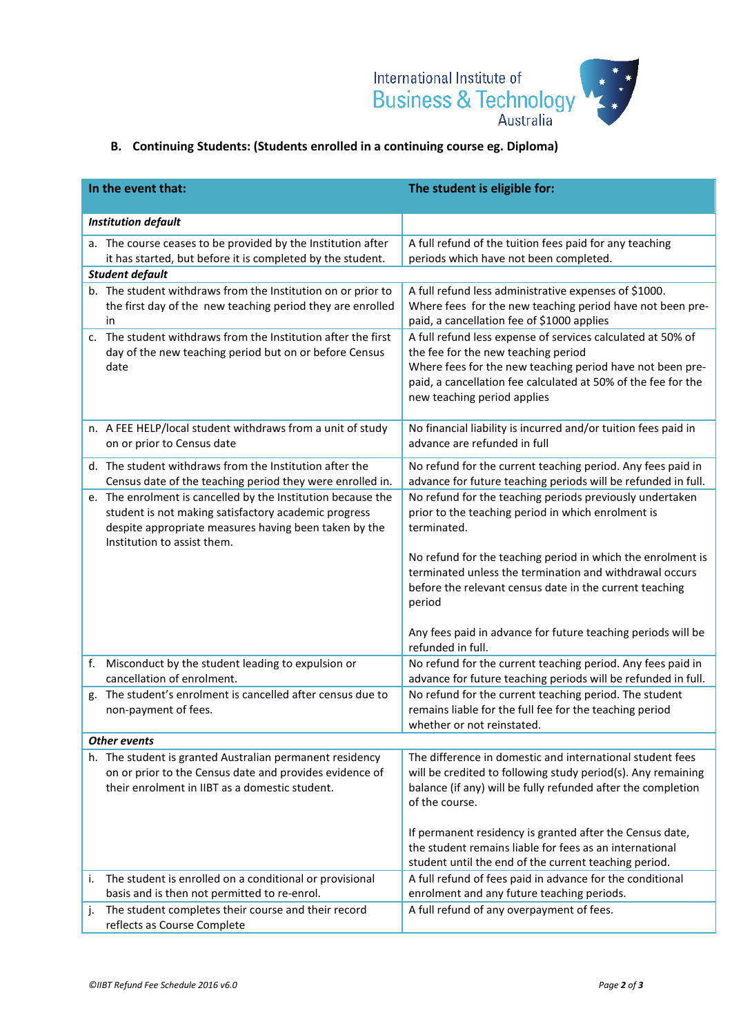## B. Continuing Students: (Students enrolled in a continuing course eg. Diploma)

| In the event that: | The student is eligible for: |
|---|---|
| ***Institution default*** | |
| a. The course ceases to be provided by the Institution after it has started, but before it is completed by the student. | A full refund of the tuition fees paid for any teaching periods which have not been completed. |
| ***Student default*** | |
| b. The student withdraws from the Institution on or prior to the first day of the new teaching period they are enrolled in | A full refund less administrative expenses of $1000. Where fees for the new teaching period have not been pre-paid, a cancellation fee of $1000 applies |
| c. The student withdraws from the Institution after the first day of the new teaching period but on or before Census date | A full refund less expense of services calculated at 50% of the the fee for the new teaching period Where fees for the new teaching period have not been pre-paid, a cancellation fee calculated at 50% of the fee for the new teaching period applies |
| n. A FEE HELP/local student withdraws from a unit of study on or prior to Census date | No financial liability is incurred and/or tuition fees paid in advance are refunded in full |
| d. The student withdraws from the Institution after the Census date of the teaching period they were enrolled in. | No refund for the current teaching period. Any fees paid in advance for future teaching periods will be refunded in full. |
| e. The enrolment is cancelled by the Institution because the student is not making satisfactory academic progress despite appropriate measures having been taken by the Institution to assist them. | No refund for the teaching periods previously undertaken prior to the teaching period in which enrolment is terminated.<br><br>No refund for the teaching period in which the enrolment is terminated unless the termination and withdrawal occurs before the relevant census date in the current teaching period<br><br>Any fees paid in advance for future teaching periods will be refunded in full. |
| f. Misconduct by the student leading to expulsion or cancellation of enrolment. | No refund for the current teaching period. Any fees paid in advance for future teaching periods will be refunded in full. |
| g. The student's enrolment is cancelled after census due to non-payment of fees. | No refund for the current teaching period. The student remains liable for the full fee for the teaching period whether or not reinstated. |
| ***Other events*** | |
| h. The student is granted Australian permanent residency on or prior to the Census date and provides evidence of their enrolment in IIBT as a domestic student. | The difference in domestic and international student fees will be credited to following study period(s). Any remaining balance (if any) will be fully refunded after the completion of the course.<br><br>If permanent residency is granted after the Census date, the student remains liable for fees as an international student until the end of the current teaching period. |
| i. The student is enrolled on a conditional or provisional basis and is then not permitted to re-enrol. | A full refund of fees paid in advance for the conditional enrolment and any future teaching periods. |
| j. The student completes their course and their record reflects as Course Complete | A full refund of any overpayment of fees. |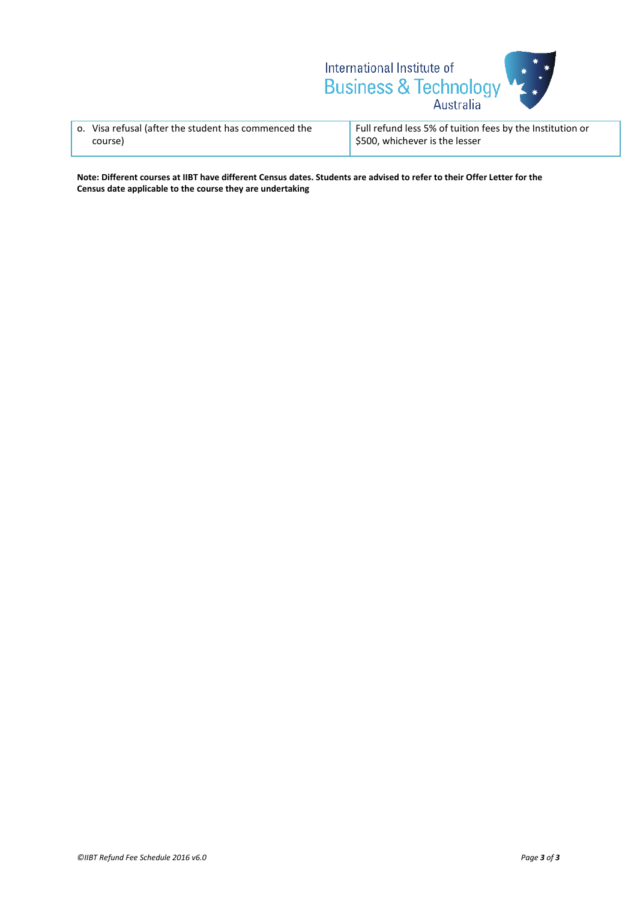| | |
|---|---|
| o. Visa refusal (after the student has commenced the course) | Full refund less 5% of tuition fees by the Institution or $500, whichever is the lesser |

**Note: Different courses at IIBT have different Census dates. Students are advised to refer to their Offer Letter for the Census date applicable to the course they are undertaking**